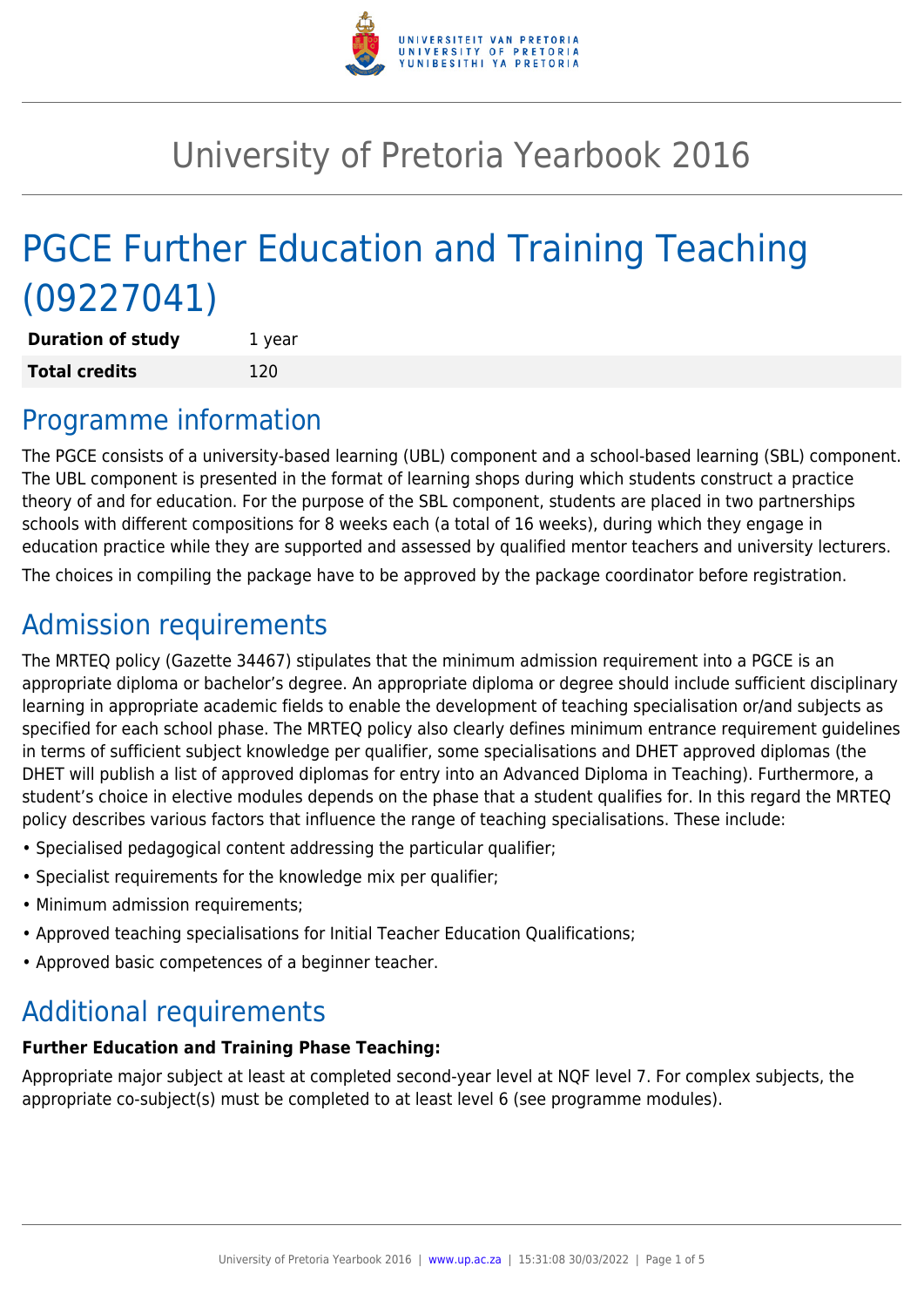# University of Pretoria Yearbook 2016

# PGCE Further Education and Training Teaching (09227041)

| | |
|---|---|
| **Duration of study** | 1 year |
| **Total credits** | 120 |

## Programme information

The PGCE consists of a university-based learning (UBL) component and a school-based learning (SBL) component. The UBL component is presented in the format of learning shops during which students construct a practice theory of and for education. For the purpose of the SBL component, students are placed in two partnerships schools with different compositions for 8 weeks each (a total of 16 weeks), during which they engage in education practice while they are supported and assessed by qualified mentor teachers and university lecturers.

The choices in compiling the package have to be approved by the package coordinator before registration.

## Admission requirements

The MRTEQ policy (Gazette 34467) stipulates that the minimum admission requirement into a PGCE is an appropriate diploma or bachelor's degree. An appropriate diploma or degree should include sufficient disciplinary learning in appropriate academic fields to enable the development of teaching specialisation or/and subjects as specified for each school phase. The MRTEQ policy also clearly defines minimum entrance requirement guidelines in terms of sufficient subject knowledge per qualifier, some specialisations and DHET approved diplomas (the DHET will publish a list of approved diplomas for entry into an Advanced Diploma in Teaching). Furthermore, a student's choice in elective modules depends on the phase that a student qualifies for. In this regard the MRTEQ policy describes various factors that influence the range of teaching specialisations. These include:

- Specialised pedagogical content addressing the particular qualifier;
- Specialist requirements for the knowledge mix per qualifier;
- Minimum admission requirements;
- Approved teaching specialisations for Initial Teacher Education Qualifications;
- Approved basic competences of a beginner teacher.

## Additional requirements

**Further Education and Training Phase Teaching:**

Appropriate major subject at least at completed second-year level at NQF level 7. For complex subjects, the appropriate co-subject(s) must be completed to at least level 6 (see programme modules).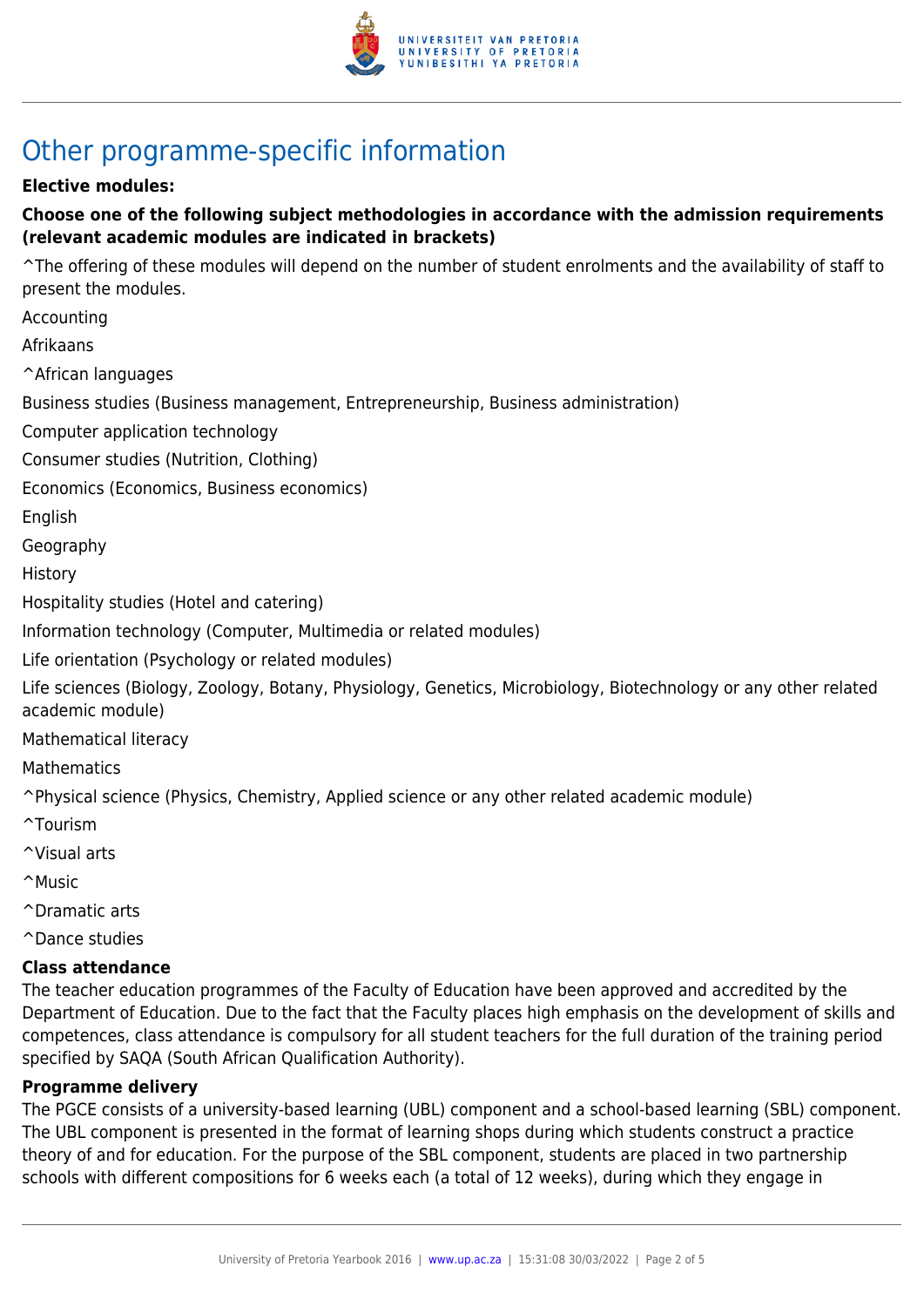# Other programme-specific information

**Elective modules:**

**Choose one of the following subject methodologies in accordance with the admission requirements (relevant academic modules are indicated in brackets)**

^The offering of these modules will depend on the number of student enrolments and the availability of staff to present the modules.

Accounting

Afrikaans

^African languages

Business studies (Business management, Entrepreneurship, Business administration)

Computer application technology

Consumer studies (Nutrition, Clothing)

Economics (Economics, Business economics)

English

Geography

History

Hospitality studies (Hotel and catering)

Information technology (Computer, Multimedia or related modules)

Life orientation (Psychology or related modules)

Life sciences (Biology, Zoology, Botany, Physiology, Genetics, Microbiology, Biotechnology or any other related academic module)

Mathematical literacy

Mathematics

^Physical science (Physics, Chemistry, Applied science or any other related academic module)

^Tourism

^Visual arts

^Music

^Dramatic arts

^Dance studies

**Class attendance**

The teacher education programmes of the Faculty of Education have been approved and accredited by the Department of Education. Due to the fact that the Faculty places high emphasis on the development of skills and competences, class attendance is compulsory for all student teachers for the full duration of the training period specified by SAQA (South African Qualification Authority).

**Programme delivery**

The PGCE consists of a university-based learning (UBL) component and a school-based learning (SBL) component. The UBL component is presented in the format of learning shops during which students construct a practice theory of and for education. For the purpose of the SBL component, students are placed in two partnership schools with different compositions for 6 weeks each (a total of 12 weeks), during which they engage in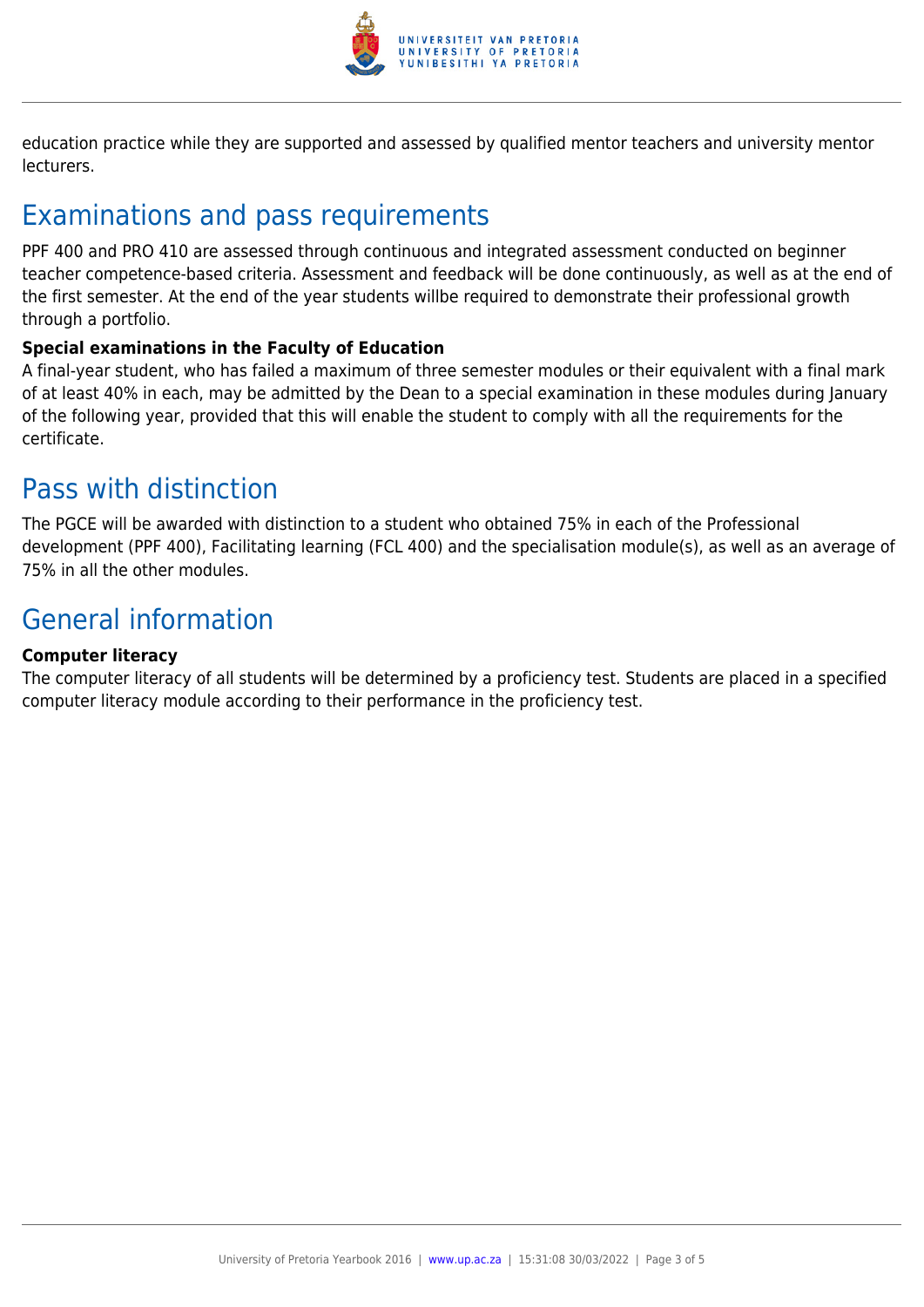education practice while they are supported and assessed by qualified mentor teachers and university mentor lecturers.

## Examinations and pass requirements

PPF 400 and PRO 410 are assessed through continuous and integrated assessment conducted on beginner teacher competence-based criteria. Assessment and feedback will be done continuously, as well as at the end of the first semester. At the end of the year students willbe required to demonstrate their professional growth through a portfolio.

**Special examinations in the Faculty of Education**

A final-year student, who has failed a maximum of three semester modules or their equivalent with a final mark of at least 40% in each, may be admitted by the Dean to a special examination in these modules during January of the following year, provided that this will enable the student to comply with all the requirements for the certificate.

## Pass with distinction

The PGCE will be awarded with distinction to a student who obtained 75% in each of the Professional development (PPF 400), Facilitating learning (FCL 400) and the specialisation module(s), as well as an average of 75% in all the other modules.

## General information

**Computer literacy**

The computer literacy of all students will be determined by a proficiency test. Students are placed in a specified computer literacy module according to their performance in the proficiency test.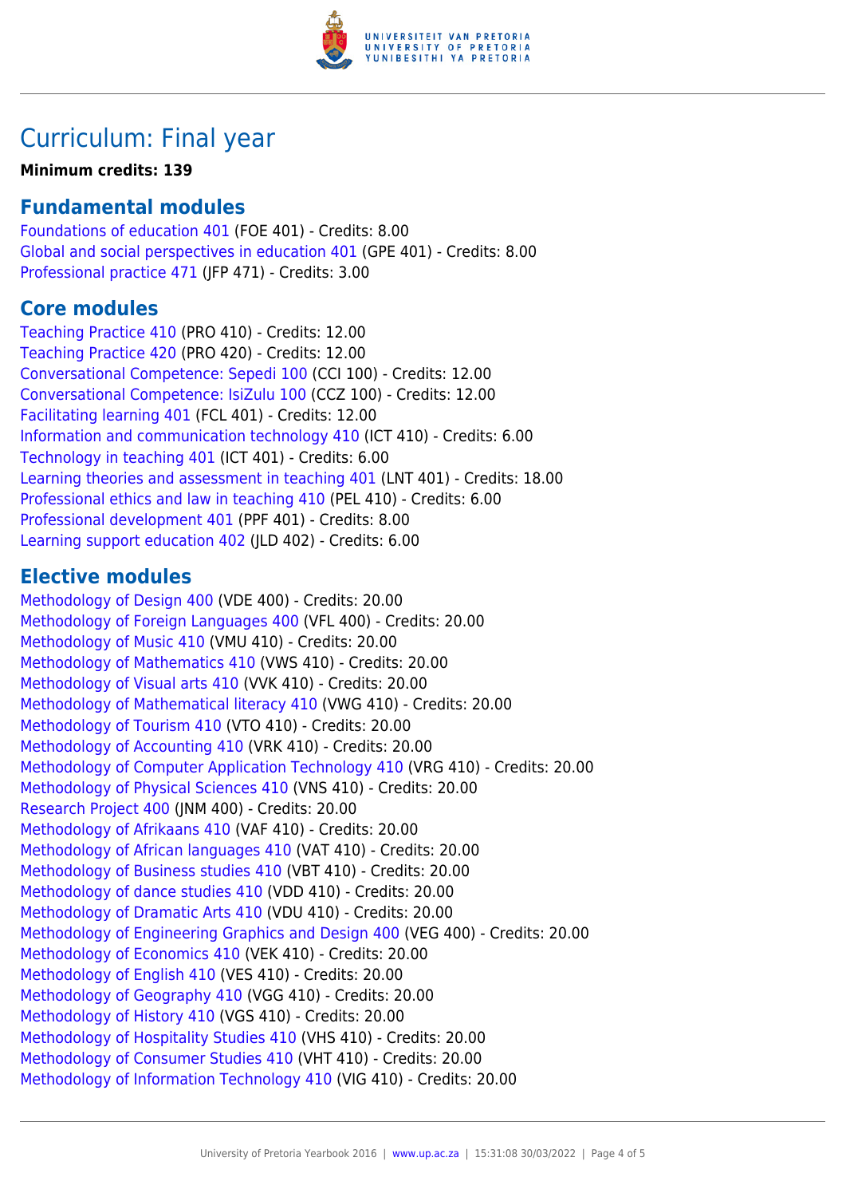# Curriculum: Final year

**Minimum credits: 139**

## Fundamental modules

Foundations of education 401 (FOE 401) - Credits: 8.00
Global and social perspectives in education 401 (GPE 401) - Credits: 8.00
Professional practice 471 (JFP 471) - Credits: 3.00

## Core modules

Teaching Practice 410 (PRO 410) - Credits: 12.00
Teaching Practice 420 (PRO 420) - Credits: 12.00
Conversational Competence: Sepedi 100 (CCI 100) - Credits: 12.00
Conversational Competence: IsiZulu 100 (CCZ 100) - Credits: 12.00
Facilitating learning 401 (FCL 401) - Credits: 12.00
Information and communication technology 410 (ICT 410) - Credits: 6.00
Technology in teaching 401 (ICT 401) - Credits: 6.00
Learning theories and assessment in teaching 401 (LNT 401) - Credits: 18.00
Professional ethics and law in teaching 410 (PEL 410) - Credits: 6.00
Professional development 401 (PPF 401) - Credits: 8.00
Learning support education 402 (JLD 402) - Credits: 6.00

## Elective modules

Methodology of Design 400 (VDE 400) - Credits: 20.00
Methodology of Foreign Languages 400 (VFL 400) - Credits: 20.00
Methodology of Music 410 (VMU 410) - Credits: 20.00
Methodology of Mathematics 410 (VWS 410) - Credits: 20.00
Methodology of Visual arts 410 (VVK 410) - Credits: 20.00
Methodology of Mathematical literacy 410 (VWG 410) - Credits: 20.00
Methodology of Tourism 410 (VTO 410) - Credits: 20.00
Methodology of Accounting 410 (VRK 410) - Credits: 20.00
Methodology of Computer Application Technology 410 (VRG 410) - Credits: 20.00
Methodology of Physical Sciences 410 (VNS 410) - Credits: 20.00
Research Project 400 (JNM 400) - Credits: 20.00
Methodology of Afrikaans 410 (VAF 410) - Credits: 20.00
Methodology of African languages 410 (VAT 410) - Credits: 20.00
Methodology of Business studies 410 (VBT 410) - Credits: 20.00
Methodology of dance studies 410 (VDD 410) - Credits: 20.00
Methodology of Dramatic Arts 410 (VDU 410) - Credits: 20.00
Methodology of Engineering Graphics and Design 400 (VEG 400) - Credits: 20.00
Methodology of Economics 410 (VEK 410) - Credits: 20.00
Methodology of English 410 (VES 410) - Credits: 20.00
Methodology of Geography 410 (VGG 410) - Credits: 20.00
Methodology of History 410 (VGS 410) - Credits: 20.00
Methodology of Hospitality Studies 410 (VHS 410) - Credits: 20.00
Methodology of Consumer Studies 410 (VHT 410) - Credits: 20.00
Methodology of Information Technology 410 (VIG 410) - Credits: 20.00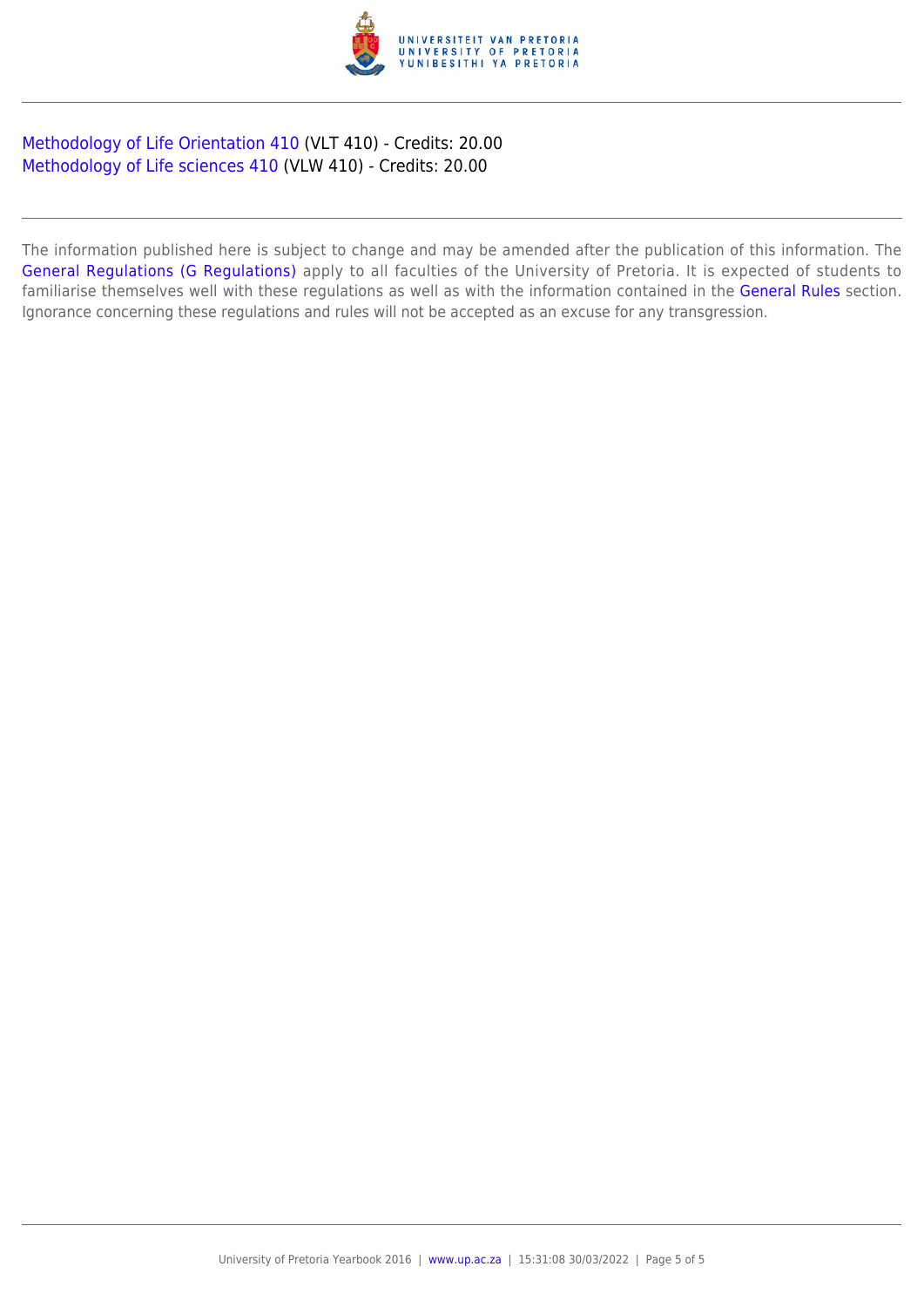Methodology of Life Orientation 410 (VLT 410) - Credits: 20.00
Methodology of Life sciences 410 (VLW 410) - Credits: 20.00

---

The information published here is subject to change and may be amended after the publication of this information. The General Regulations (G Regulations) apply to all faculties of the University of Pretoria. It is expected of students to familiarise themselves well with these regulations as well as with the information contained in the General Rules section. Ignorance concerning these regulations and rules will not be accepted as an excuse for any transgression.